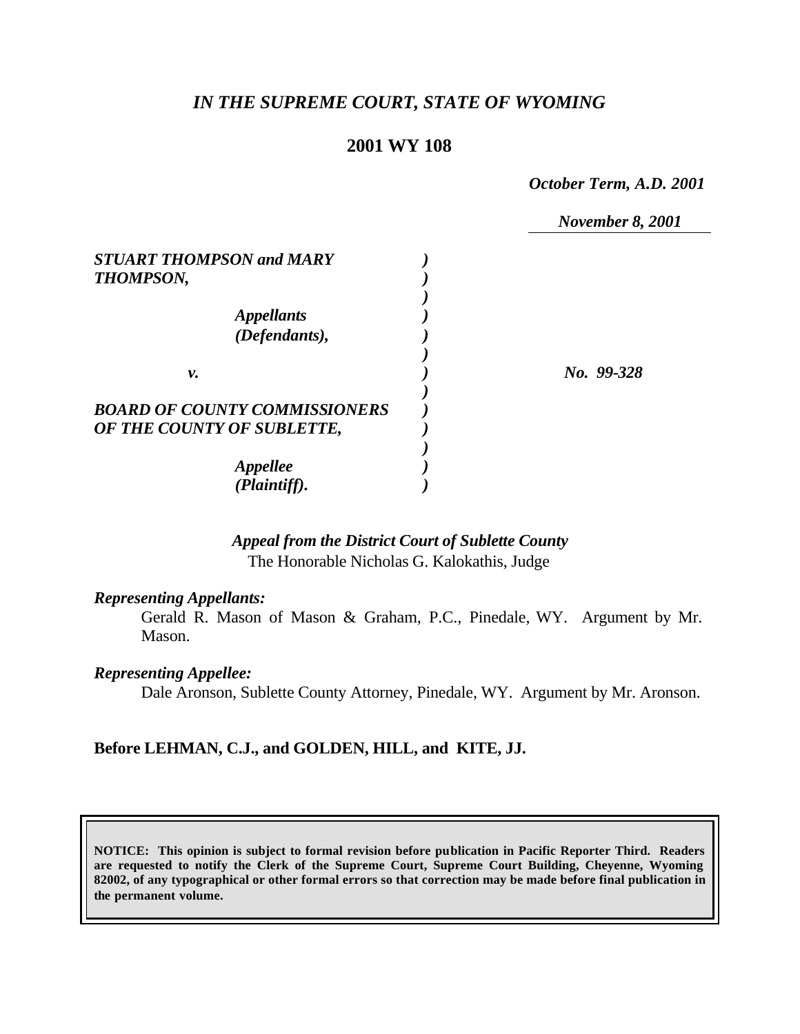*IN THE SUPREME COURT, STATE OF WYOMING*

**2001 WY 108**

*October Term, A.D. 2001*

*November 8, 2001*

| | | |
|---|---|---|
| ***STUART THOMPSON and MARY THOMPSON,*** | ) | |
| ***Appellants (Defendants),*** | ) | |
| ***v.*** | ) | ***No. 99-328*** |
| ***BOARD OF COUNTY COMMISSIONERS OF THE COUNTY OF SUBLETTE,*** | ) | |
| ***Appellee (Plaintiff).*** | ) | |

***Appeal from the District Court of Sublette County***
The Honorable Nicholas G. Kalokathis, Judge

***Representing Appellants:***
Gerald R. Mason of Mason & Graham, P.C., Pinedale, WY. Argument by Mr. Mason.

***Representing Appellee:***
Dale Aronson, Sublette County Attorney, Pinedale, WY. Argument by Mr. Aronson.

**Before LEHMAN, C.J., and GOLDEN, HILL, and KITE, JJ.**

**NOTICE: This opinion is subject to formal revision before publication in Pacific Reporter Third. Readers are requested to notify the Clerk of the Supreme Court, Supreme Court Building, Cheyenne, Wyoming 82002, of any typographical or other formal errors so that correction may be made before final publication in the permanent volume.**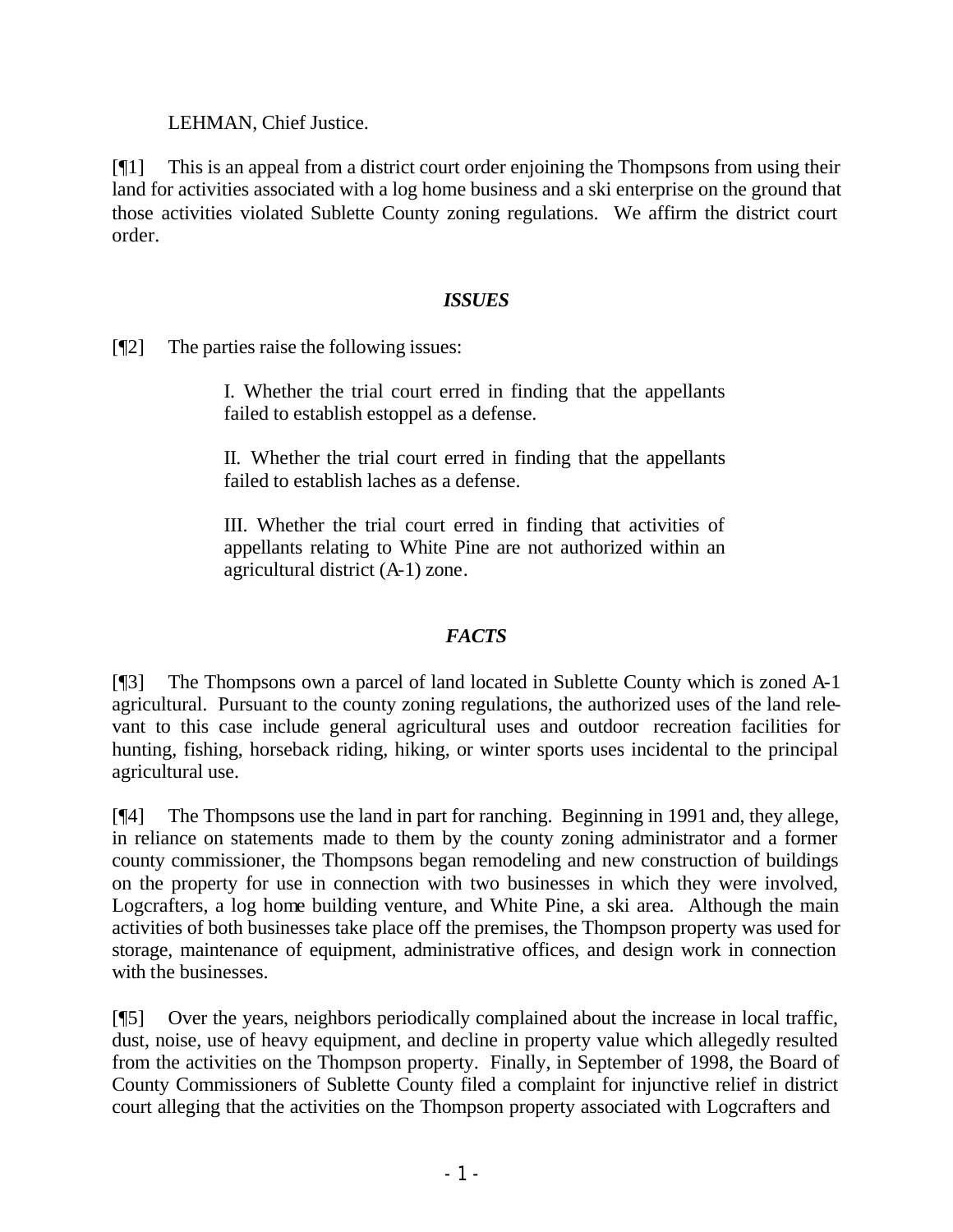LEHMAN, Chief Justice.

[¶1] This is an appeal from a district court order enjoining the Thompsons from using their land for activities associated with a log home business and a ski enterprise on the ground that those activities violated Sublette County zoning regulations. We affirm the district court order.

## *ISSUES*

[¶2] The parties raise the following issues:

> I. Whether the trial court erred in finding that the appellants failed to establish estoppel as a defense.
>
> II. Whether the trial court erred in finding that the appellants failed to establish laches as a defense.
>
> III. Whether the trial court erred in finding that activities of appellants relating to White Pine are not authorized within an agricultural district (A-1) zone.

## *FACTS*

[¶3] The Thompsons own a parcel of land located in Sublette County which is zoned A-1 agricultural. Pursuant to the county zoning regulations, the authorized uses of the land relevant to this case include general agricultural uses and outdoor recreation facilities for hunting, fishing, horseback riding, hiking, or winter sports uses incidental to the principal agricultural use.

[¶4] The Thompsons use the land in part for ranching. Beginning in 1991 and, they allege, in reliance on statements made to them by the county zoning administrator and a former county commissioner, the Thompsons began remodeling and new construction of buildings on the property for use in connection with two businesses in which they were involved, Logcrafters, a log home building venture, and White Pine, a ski area. Although the main activities of both businesses take place off the premises, the Thompson property was used for storage, maintenance of equipment, administrative offices, and design work in connection with the businesses.

[¶5] Over the years, neighbors periodically complained about the increase in local traffic, dust, noise, use of heavy equipment, and decline in property value which allegedly resulted from the activities on the Thompson property. Finally, in September of 1998, the Board of County Commissioners of Sublette County filed a complaint for injunctive relief in district court alleging that the activities on the Thompson property associated with Logcrafters and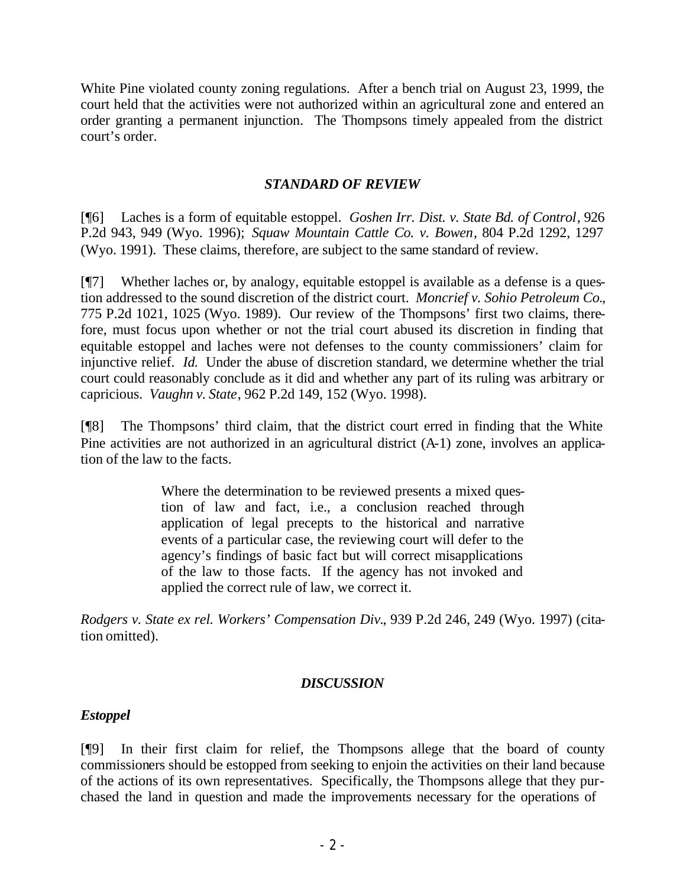White Pine violated county zoning regulations. After a bench trial on August 23, 1999, the court held that the activities were not authorized within an agricultural zone and entered an order granting a permanent injunction. The Thompsons timely appealed from the district court's order.

### *STANDARD OF REVIEW*

[¶6] Laches is a form of equitable estoppel. *Goshen Irr. Dist. v. State Bd. of Control*, 926 P.2d 943, 949 (Wyo. 1996); *Squaw Mountain Cattle Co. v. Bowen*, 804 P.2d 1292, 1297 (Wyo. 1991). These claims, therefore, are subject to the same standard of review.

[¶7] Whether laches or, by analogy, equitable estoppel is available as a defense is a question addressed to the sound discretion of the district court. *Moncrief v. Sohio Petroleum Co.*, 775 P.2d 1021, 1025 (Wyo. 1989). Our review of the Thompsons' first two claims, therefore, must focus upon whether or not the trial court abused its discretion in finding that equitable estoppel and laches were not defenses to the county commissioners' claim for injunctive relief. *Id.* Under the abuse of discretion standard, we determine whether the trial court could reasonably conclude as it did and whether any part of its ruling was arbitrary or capricious. *Vaughn v. State*, 962 P.2d 149, 152 (Wyo. 1998).

[¶8] The Thompsons' third claim, that the district court erred in finding that the White Pine activities are not authorized in an agricultural district (A-1) zone, involves an application of the law to the facts.

> Where the determination to be reviewed presents a mixed question of law and fact, i.e., a conclusion reached through application of legal precepts to the historical and narrative events of a particular case, the reviewing court will defer to the agency's findings of basic fact but will correct misapplications of the law to those facts. If the agency has not invoked and applied the correct rule of law, we correct it.

*Rodgers v. State ex rel. Workers' Compensation Div.*, 939 P.2d 246, 249 (Wyo. 1997) (citation omitted).

### *DISCUSSION*

#### *Estoppel*

[¶9] In their first claim for relief, the Thompsons allege that the board of county commissioners should be estopped from seeking to enjoin the activities on their land because of the actions of its own representatives. Specifically, the Thompsons allege that they purchased the land in question and made the improvements necessary for the operations of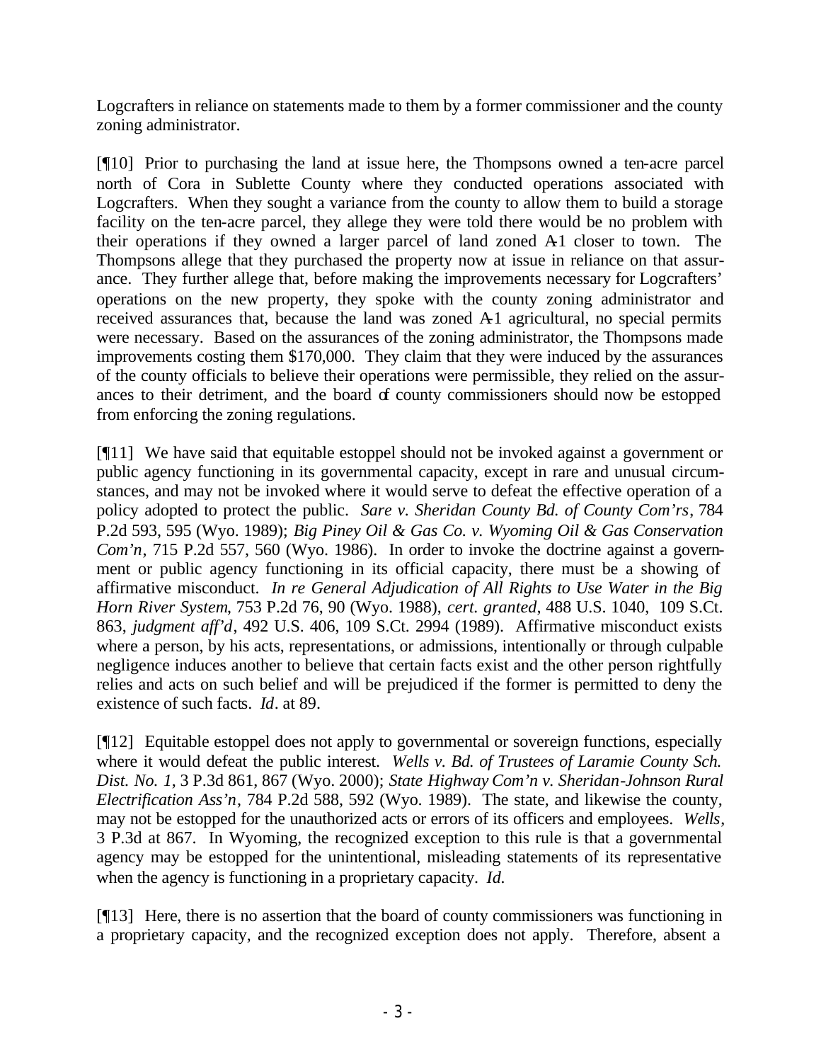Logcrafters in reliance on statements made to them by a former commissioner and the county zoning administrator.

[¶10] Prior to purchasing the land at issue here, the Thompsons owned a ten-acre parcel north of Cora in Sublette County where they conducted operations associated with Logcrafters. When they sought a variance from the county to allow them to build a storage facility on the ten-acre parcel, they allege they were told there would be no problem with their operations if they owned a larger parcel of land zoned A-1 closer to town. The Thompsons allege that they purchased the property now at issue in reliance on that assurance. They further allege that, before making the improvements necessary for Logcrafters' operations on the new property, they spoke with the county zoning administrator and received assurances that, because the land was zoned A-1 agricultural, no special permits were necessary. Based on the assurances of the zoning administrator, the Thompsons made improvements costing them $170,000. They claim that they were induced by the assurances of the county officials to believe their operations were permissible, they relied on the assurances to their detriment, and the board of county commissioners should now be estopped from enforcing the zoning regulations.

[¶11] We have said that equitable estoppel should not be invoked against a government or public agency functioning in its governmental capacity, except in rare and unusual circumstances, and may not be invoked where it would serve to defeat the effective operation of a policy adopted to protect the public. *Sare v. Sheridan County Bd. of County Com'rs*, 784 P.2d 593, 595 (Wyo. 1989); *Big Piney Oil & Gas Co. v. Wyoming Oil & Gas Conservation Com'n*, 715 P.2d 557, 560 (Wyo. 1986). In order to invoke the doctrine against a government or public agency functioning in its official capacity, there must be a showing of affirmative misconduct. *In re General Adjudication of All Rights to Use Water in the Big Horn River System*, 753 P.2d 76, 90 (Wyo. 1988), *cert. granted*, 488 U.S. 1040, 109 S.Ct. 863, *judgment aff'd*, 492 U.S. 406, 109 S.Ct. 2994 (1989). Affirmative misconduct exists where a person, by his acts, representations, or admissions, intentionally or through culpable negligence induces another to believe that certain facts exist and the other person rightfully relies and acts on such belief and will be prejudiced if the former is permitted to deny the existence of such facts. *Id*. at 89.

[¶12] Equitable estoppel does not apply to governmental or sovereign functions, especially where it would defeat the public interest. *Wells v. Bd. of Trustees of Laramie County Sch. Dist. No. 1*, 3 P.3d 861, 867 (Wyo. 2000); *State Highway Com'n v. Sheridan-Johnson Rural Electrification Ass'n*, 784 P.2d 588, 592 (Wyo. 1989). The state, and likewise the county, may not be estopped for the unauthorized acts or errors of its officers and employees. *Wells*, 3 P.3d at 867. In Wyoming, the recognized exception to this rule is that a governmental agency may be estopped for the unintentional, misleading statements of its representative when the agency is functioning in a proprietary capacity. *Id*.

[¶13] Here, there is no assertion that the board of county commissioners was functioning in a proprietary capacity, and the recognized exception does not apply. Therefore, absent a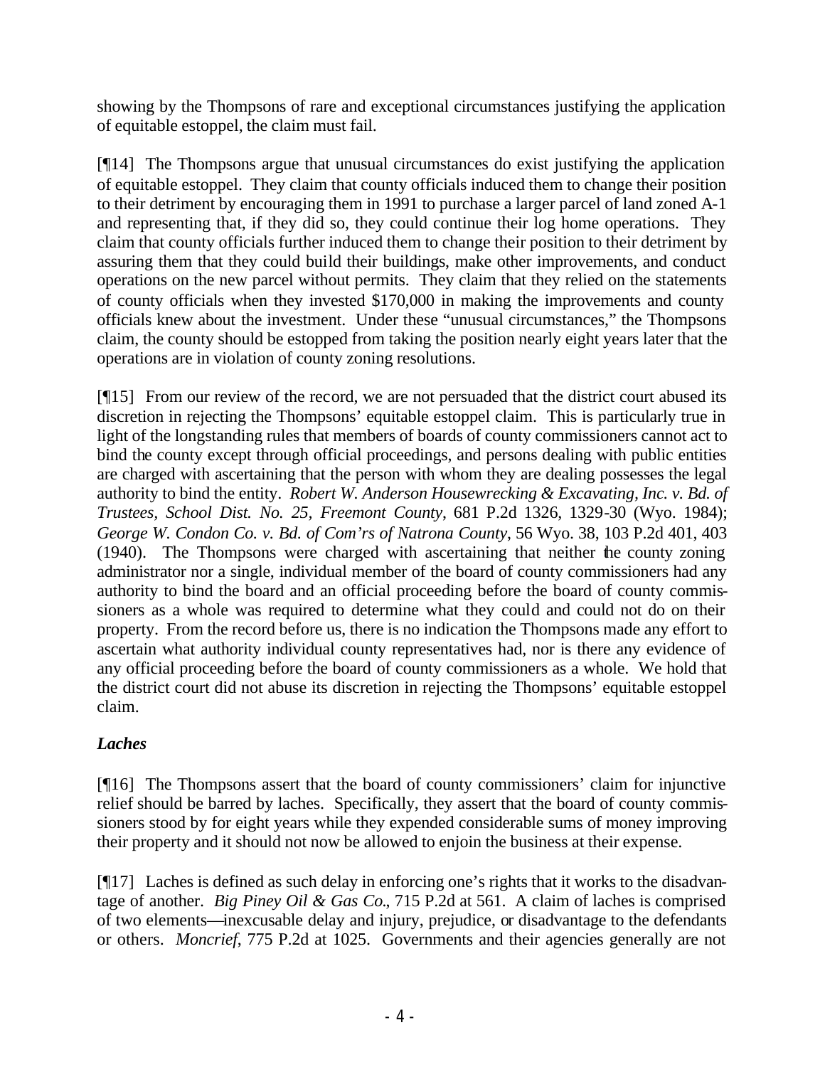showing by the Thompsons of rare and exceptional circumstances justifying the application of equitable estoppel, the claim must fail.

[¶14] The Thompsons argue that unusual circumstances do exist justifying the application of equitable estoppel. They claim that county officials induced them to change their position to their detriment by encouraging them in 1991 to purchase a larger parcel of land zoned A-1 and representing that, if they did so, they could continue their log home operations. They claim that county officials further induced them to change their position to their detriment by assuring them that they could build their buildings, make other improvements, and conduct operations on the new parcel without permits. They claim that they relied on the statements of county officials when they invested $170,000 in making the improvements and county officials knew about the investment. Under these "unusual circumstances," the Thompsons claim, the county should be estopped from taking the position nearly eight years later that the operations are in violation of county zoning resolutions.

[¶15] From our review of the record, we are not persuaded that the district court abused its discretion in rejecting the Thompsons' equitable estoppel claim. This is particularly true in light of the longstanding rules that members of boards of county commissioners cannot act to bind the county except through official proceedings, and persons dealing with public entities are charged with ascertaining that the person with whom they are dealing possesses the legal authority to bind the entity. *Robert W. Anderson Housewrecking & Excavating, Inc. v. Bd. of Trustees, School Dist. No. 25, Freemont County*, 681 P.2d 1326, 1329-30 (Wyo. 1984); *George W. Condon Co. v. Bd. of Com'rs of Natrona County*, 56 Wyo. 38, 103 P.2d 401, 403 (1940). The Thompsons were charged with ascertaining that neither the county zoning administrator nor a single, individual member of the board of county commissioners had any authority to bind the board and an official proceeding before the board of county commissioners as a whole was required to determine what they could and could not do on their property. From the record before us, there is no indication the Thompsons made any effort to ascertain what authority individual county representatives had, nor is there any evidence of any official proceeding before the board of county commissioners as a whole. We hold that the district court did not abuse its discretion in rejecting the Thompsons' equitable estoppel claim.

### *Laches*

[¶16] The Thompsons assert that the board of county commissioners' claim for injunctive relief should be barred by laches. Specifically, they assert that the board of county commissioners stood by for eight years while they expended considerable sums of money improving their property and it should not now be allowed to enjoin the business at their expense.

[¶17] Laches is defined as such delay in enforcing one's rights that it works to the disadvantage of another. *Big Piney Oil & Gas Co.*, 715 P.2d at 561. A claim of laches is comprised of two elements—inexcusable delay and injury, prejudice, or disadvantage to the defendants or others. *Moncrief*, 775 P.2d at 1025. Governments and their agencies generally are not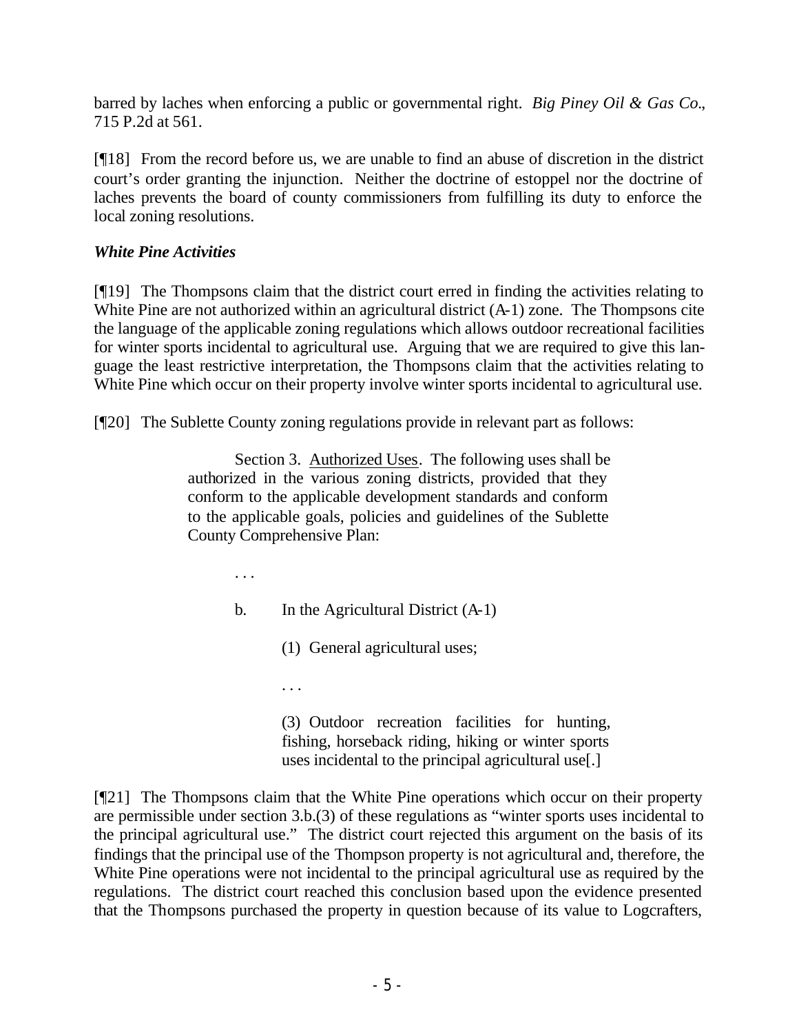barred by laches when enforcing a public or governmental right. *Big Piney Oil & Gas Co*., 715 P.2d at 561.

[¶18] From the record before us, we are unable to find an abuse of discretion in the district court's order granting the injunction. Neither the doctrine of estoppel nor the doctrine of laches prevents the board of county commissioners from fulfilling its duty to enforce the local zoning resolutions.

***White Pine Activities***

[¶19] The Thompsons claim that the district court erred in finding the activities relating to White Pine are not authorized within an agricultural district (A-1) zone. The Thompsons cite the language of the applicable zoning regulations which allows outdoor recreational facilities for winter sports incidental to agricultural use. Arguing that we are required to give this language the least restrictive interpretation, the Thompsons claim that the activities relating to White Pine which occur on their property involve winter sports incidental to agricultural use.

[¶20] The Sublette County zoning regulations provide in relevant part as follows:

> Section 3. Authorized Uses. The following uses shall be authorized in the various zoning districts, provided that they conform to the applicable development standards and conform to the applicable goals, policies and guidelines of the Sublette County Comprehensive Plan:
>
> . . .
>
> b. In the Agricultural District (A-1)
>
> (1) General agricultural uses;
>
> . . .
>
> (3) Outdoor recreation facilities for hunting, fishing, horseback riding, hiking or winter sports uses incidental to the principal agricultural use[.]

[¶21] The Thompsons claim that the White Pine operations which occur on their property are permissible under section 3.b.(3) of these regulations as "winter sports uses incidental to the principal agricultural use." The district court rejected this argument on the basis of its findings that the principal use of the Thompson property is not agricultural and, therefore, the White Pine operations were not incidental to the principal agricultural use as required by the regulations. The district court reached this conclusion based upon the evidence presented that the Thompsons purchased the property in question because of its value to Logcrafters,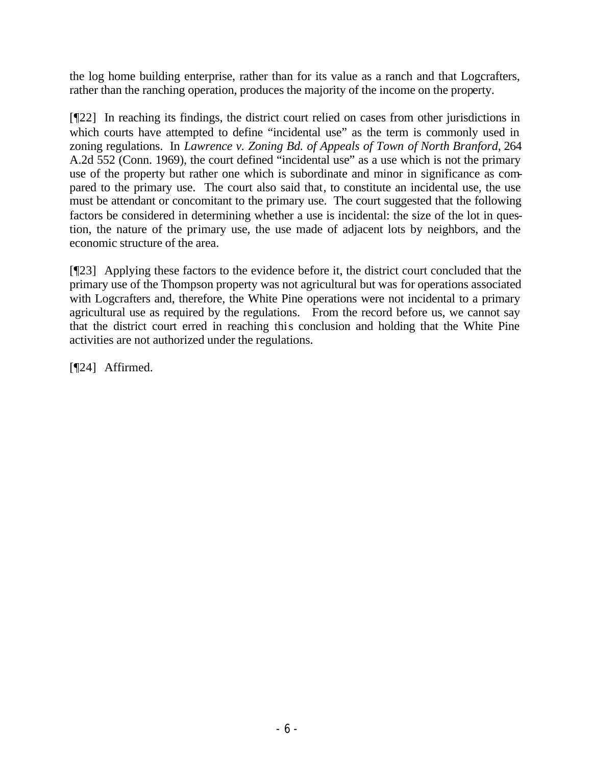the log home building enterprise, rather than for its value as a ranch and that Logcrafters, rather than the ranching operation, produces the majority of the income on the property.

[¶22] In reaching its findings, the district court relied on cases from other jurisdictions in which courts have attempted to define "incidental use" as the term is commonly used in zoning regulations. In *Lawrence v. Zoning Bd. of Appeals of Town of North Branford*, 264 A.2d 552 (Conn. 1969), the court defined "incidental use" as a use which is not the primary use of the property but rather one which is subordinate and minor in significance as compared to the primary use. The court also said that, to constitute an incidental use, the use must be attendant or concomitant to the primary use. The court suggested that the following factors be considered in determining whether a use is incidental: the size of the lot in question, the nature of the primary use, the use made of adjacent lots by neighbors, and the economic structure of the area.

[¶23] Applying these factors to the evidence before it, the district court concluded that the primary use of the Thompson property was not agricultural but was for operations associated with Logcrafters and, therefore, the White Pine operations were not incidental to a primary agricultural use as required by the regulations. From the record before us, we cannot say that the district court erred in reaching this conclusion and holding that the White Pine activities are not authorized under the regulations.

[¶24] Affirmed.